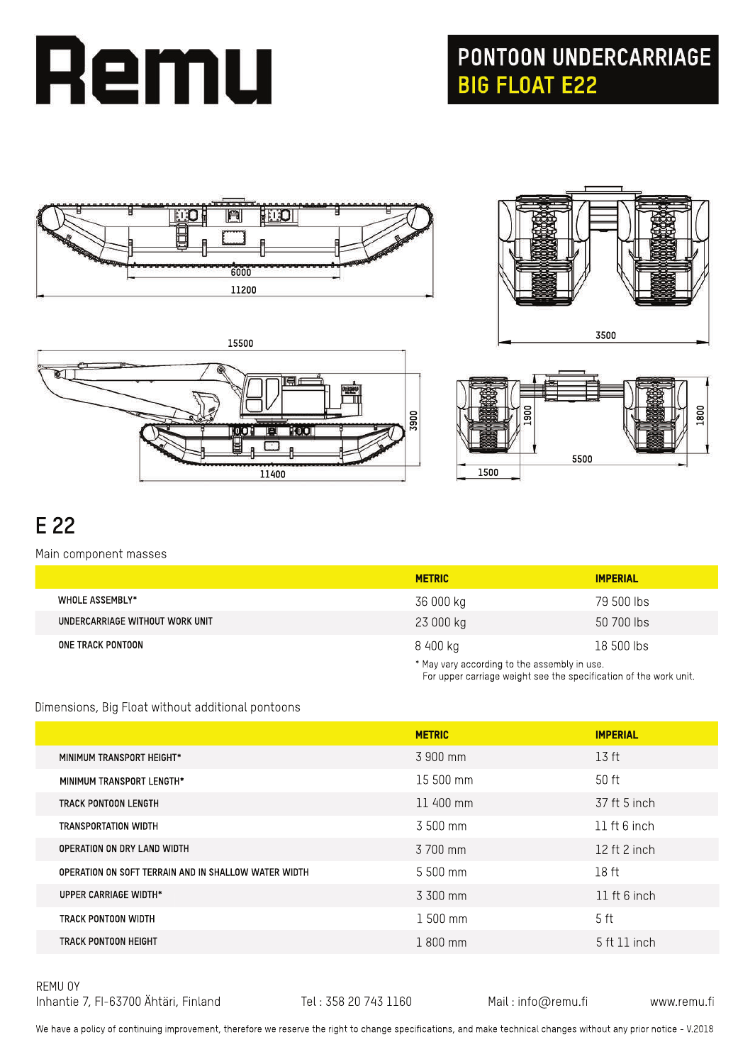# Remu

## PONTOON UNDERCARRIAGE BIG FLOAT E22

# E 22

Main component masses

| | METRIC | IMPERIAL |
|---|---|---|
| WHOLE ASSEMBLY* | 36 000 kg | 79 500 lbs |
| UNDERCARRIAGE WITHOUT WORK UNIT | 23 000 kg | 50 700 lbs |
| ONE TRACK PONTOON | 8 400 kg | 18 500 lbs |

\* May vary according to the assembly in use.
For upper carriage weight see the specification of the work unit.

Dimensions, Big Float without additional pontoons

| | METRIC | IMPERIAL |
|---|---|---|
| MINIMUM TRANSPORT HEIGHT* | 3 900 mm | 13 ft |
| MINIMUM TRANSPORT LENGTH* | 15 500 mm | 50 ft |
| TRACK PONTOON LENGTH | 11 400 mm | 37 ft 5 inch |
| TRANSPORTATION WIDTH | 3 500 mm | 11 ft 6 inch |
| OPERATION ON DRY LAND WIDTH | 3 700 mm | 12 ft 2 inch |
| OPERATION ON SOFT TERRAIN AND IN SHALLOW WATER WIDTH | 5 500 mm | 18 ft |
| UPPER CARRIAGE WIDTH* | 3 300 mm | 11 ft 6 inch |
| TRACK PONTOON WIDTH | 1 500 mm | 5 ft |
| TRACK PONTOON HEIGHT | 1 800 mm | 5 ft 11 inch |

REMU OY
Inhantie 7, FI-63700 Ähtäri, Finland
Tel : 358 20 743 1160
Mail : info@remu.fi
www.remu.fi

We have a policy of continuing improvement, therefore we reserve the right to change specifications, and make technical changes without any prior notice - V.2018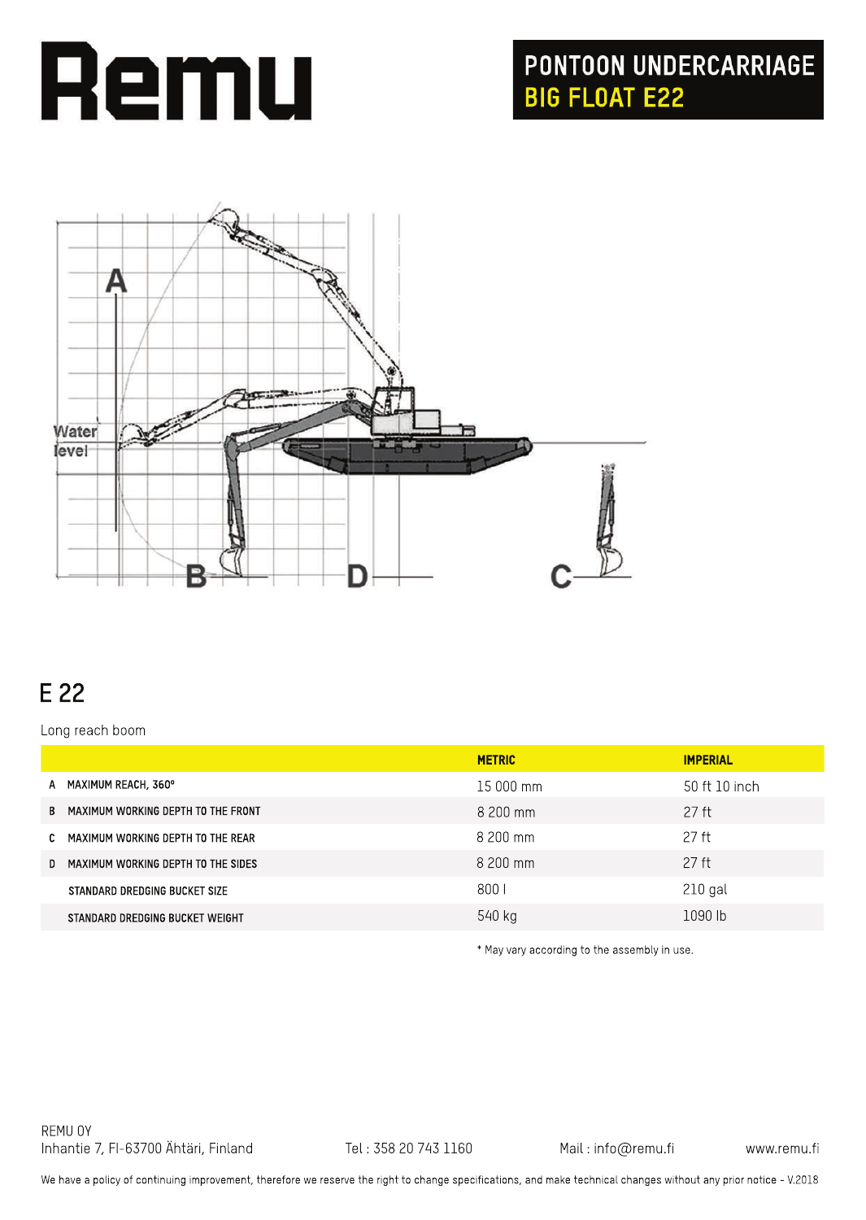# Remu

PONTOON UNDERCARRIAGE
BIG FLOAT E22

A

Water level

B

D

C

## E 22

Long reach boom

| | | METRIC | IMPERIAL |
|---|---|---|---|
| A | MAXIMUM REACH, 360° | 15 000 mm | 50 ft 10 inch |
| B | MAXIMUM WORKING DEPTH TO THE FRONT | 8 200 mm | 27 ft |
| C | MAXIMUM WORKING DEPTH TO THE REAR | 8 200 mm | 27 ft |
| D | MAXIMUM WORKING DEPTH TO THE SIDES | 8 200 mm | 27 ft |
| | STANDARD DREDGING BUCKET SIZE | 800 l | 210 gal |
| | STANDARD DREDGING BUCKET WEIGHT | 540 kg | 1090 lb |

* May vary according to the assembly in use.

REMU OY
Inhantie 7, FI-63700 Ähtäri, Finland

Tel : 358 20 743 1160

Mail : info@remu.fi

www.remu.fi

We have a policy of continuing improvement, therefore we reserve the right to change specifications, and make technical changes without any prior notice - V.2018